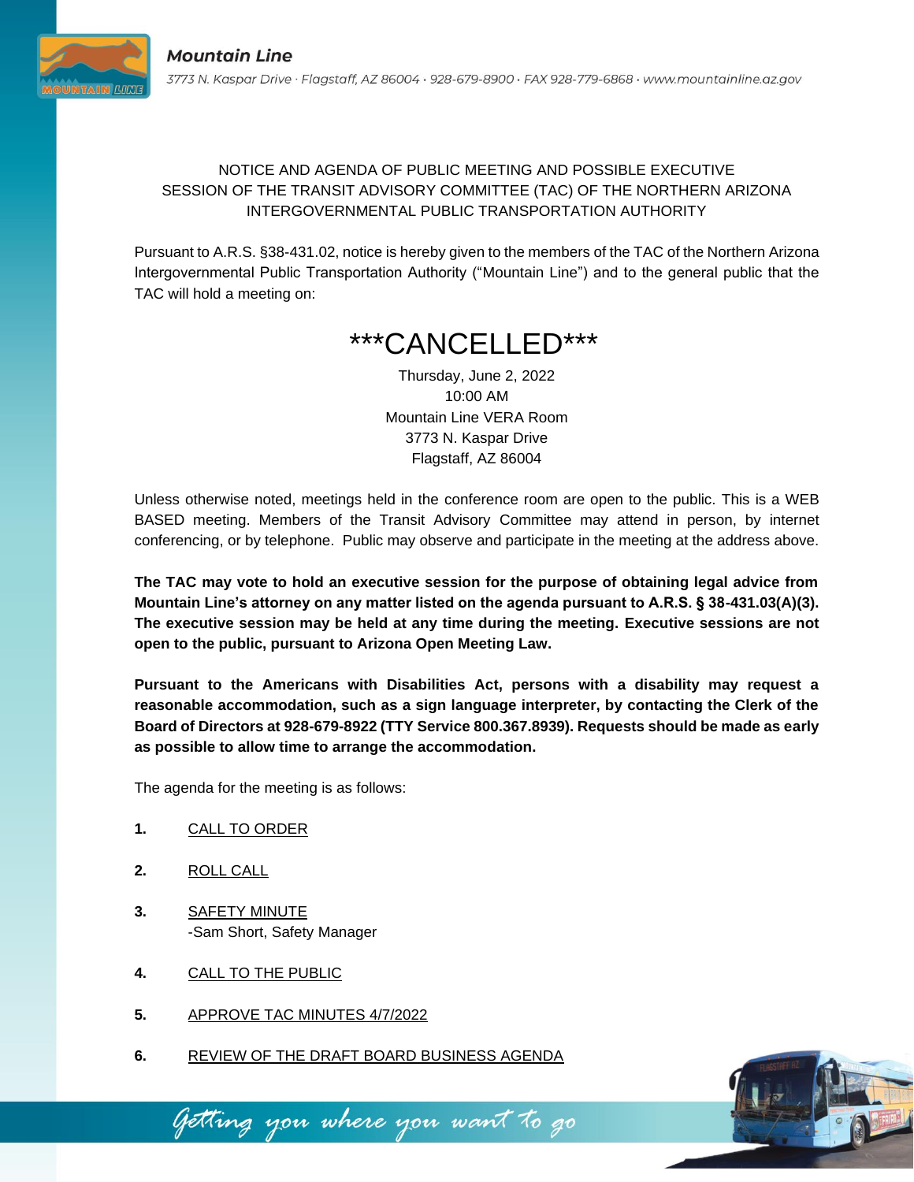**Mountain Line**

3773 N. Kaspar Drive · Flagstaff, AZ 86004 · 928-679-8900 · FAX 928-779-6868 · www.mountainline.az.gov

NOTICE AND AGENDA OF PUBLIC MEETING AND POSSIBLE EXECUTIVE SESSION OF THE TRANSIT ADVISORY COMMITTEE (TAC) OF THE NORTHERN ARIZONA INTERGOVERNMENTAL PUBLIC TRANSPORTATION AUTHORITY

Pursuant to A.R.S. §38-431.02, notice is hereby given to the members of the TAC of the Northern Arizona Intergovernmental Public Transportation Authority ("Mountain Line") and to the general public that the TAC will hold a meeting on:

# ***CANCELLED***

Thursday, June 2, 2022
10:00 AM
Mountain Line VERA Room
3773 N. Kaspar Drive
Flagstaff, AZ 86004

Unless otherwise noted, meetings held in the conference room are open to the public. This is a WEB BASED meeting. Members of the Transit Advisory Committee may attend in person, by internet conferencing, or by telephone. Public may observe and participate in the meeting at the address above.

**The TAC may vote to hold an executive session for the purpose of obtaining legal advice from Mountain Line's attorney on any matter listed on the agenda pursuant to A.R.S. § 38-431.03(A)(3). The executive session may be held at any time during the meeting. Executive sessions are not open to the public, pursuant to Arizona Open Meeting Law.**

**Pursuant to the Americans with Disabilities Act, persons with a disability may request a reasonable accommodation, such as a sign language interpreter, by contacting the Clerk of the Board of Directors at 928-679-8922 (TTY Service 800.367.8939). Requests should be made as early as possible to allow time to arrange the accommodation.**

The agenda for the meeting is as follows:

**1.** CALL TO ORDER

**2.** ROLL CALL

**3.** SAFETY MINUTE
-Sam Short, Safety Manager

**4.** CALL TO THE PUBLIC

**5.** APPROVE TAC MINUTES 4/7/2022

**6.** REVIEW OF THE DRAFT BOARD BUSINESS AGENDA

*Getting you where you want to go*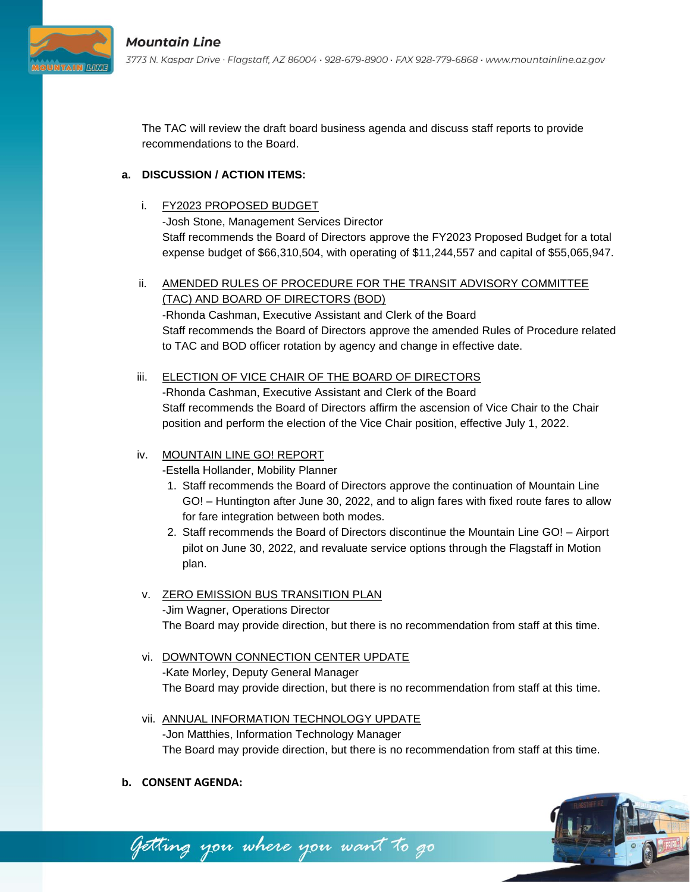The TAC will review the draft board business agenda and discuss staff reports to provide recommendations to the Board.

**a. DISCUSSION / ACTION ITEMS:**

i. FY2023 PROPOSED BUDGET
-Josh Stone, Management Services Director
Staff recommends the Board of Directors approve the FY2023 Proposed Budget for a total expense budget of $66,310,504, with operating of $11,244,557 and capital of $55,065,947.

ii. AMENDED RULES OF PROCEDURE FOR THE TRANSIT ADVISORY COMMITTEE (TAC) AND BOARD OF DIRECTORS (BOD)
-Rhonda Cashman, Executive Assistant and Clerk of the Board
Staff recommends the Board of Directors approve the amended Rules of Procedure related to TAC and BOD officer rotation by agency and change in effective date.

iii. ELECTION OF VICE CHAIR OF THE BOARD OF DIRECTORS
-Rhonda Cashman, Executive Assistant and Clerk of the Board
Staff recommends the Board of Directors affirm the ascension of Vice Chair to the Chair position and perform the election of the Vice Chair position, effective July 1, 2022.

iv. MOUNTAIN LINE GO! REPORT
-Estella Hollander, Mobility Planner
1. Staff recommends the Board of Directors approve the continuation of Mountain Line GO! – Huntington after June 30, 2022, and to align fares with fixed route fares to allow for fare integration between both modes.
2. Staff recommends the Board of Directors discontinue the Mountain Line GO! – Airport pilot on June 30, 2022, and revaluate service options through the Flagstaff in Motion plan.

v. ZERO EMISSION BUS TRANSITION PLAN
-Jim Wagner, Operations Director
The Board may provide direction, but there is no recommendation from staff at this time.

vi. DOWNTOWN CONNECTION CENTER UPDATE
-Kate Morley, Deputy General Manager
The Board may provide direction, but there is no recommendation from staff at this time.

vii. ANNUAL INFORMATION TECHNOLOGY UPDATE
-Jon Matthies, Information Technology Manager
The Board may provide direction, but there is no recommendation from staff at this time.

**b. CONSENT AGENDA:**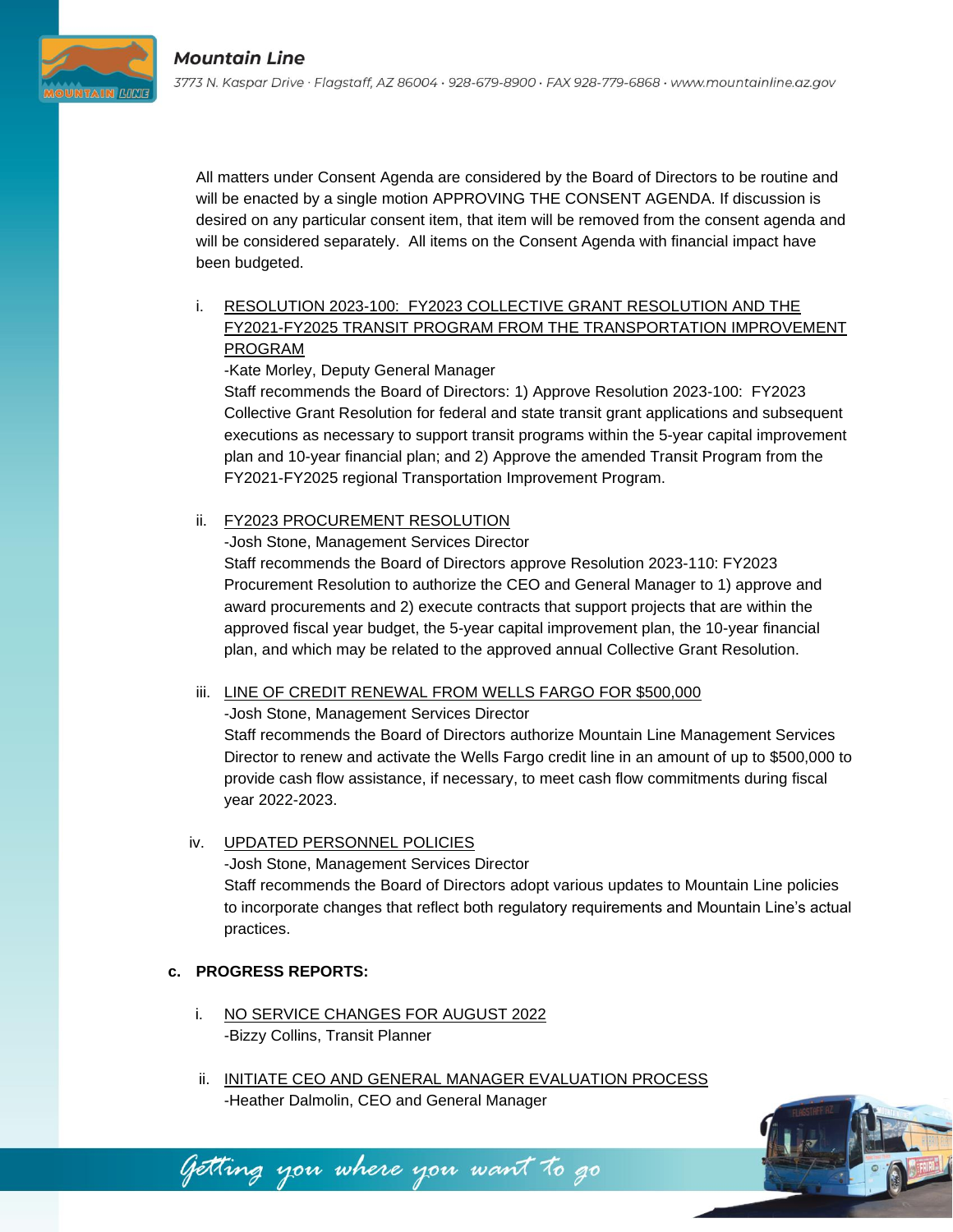All matters under Consent Agenda are considered by the Board of Directors to be routine and will be enacted by a single motion APPROVING THE CONSENT AGENDA. If discussion is desired on any particular consent item, that item will be removed from the consent agenda and will be considered separately. All items on the Consent Agenda with financial impact have been budgeted.

i. RESOLUTION 2023-100: FY2023 COLLECTIVE GRANT RESOLUTION AND THE FY2021-FY2025 TRANSIT PROGRAM FROM THE TRANSPORTATION IMPROVEMENT PROGRAM
-Kate Morley, Deputy General Manager
Staff recommends the Board of Directors: 1) Approve Resolution 2023-100: FY2023 Collective Grant Resolution for federal and state transit grant applications and subsequent executions as necessary to support transit programs within the 5-year capital improvement plan and 10-year financial plan; and 2) Approve the amended Transit Program from the FY2021-FY2025 regional Transportation Improvement Program.

ii. FY2023 PROCUREMENT RESOLUTION
-Josh Stone, Management Services Director
Staff recommends the Board of Directors approve Resolution 2023-110: FY2023 Procurement Resolution to authorize the CEO and General Manager to 1) approve and award procurements and 2) execute contracts that support projects that are within the approved fiscal year budget, the 5-year capital improvement plan, the 10-year financial plan, and which may be related to the approved annual Collective Grant Resolution.

iii. LINE OF CREDIT RENEWAL FROM WELLS FARGO FOR $500,000
-Josh Stone, Management Services Director
Staff recommends the Board of Directors authorize Mountain Line Management Services Director to renew and activate the Wells Fargo credit line in an amount of up to $500,000 to provide cash flow assistance, if necessary, to meet cash flow commitments during fiscal year 2022-2023.

iv. UPDATED PERSONNEL POLICIES
-Josh Stone, Management Services Director
Staff recommends the Board of Directors adopt various updates to Mountain Line policies to incorporate changes that reflect both regulatory requirements and Mountain Line's actual practices.

**c. PROGRESS REPORTS:**

i. NO SERVICE CHANGES FOR AUGUST 2022
-Bizzy Collins, Transit Planner

ii. INITIATE CEO AND GENERAL MANAGER EVALUATION PROCESS
-Heather Dalmolin, CEO and General Manager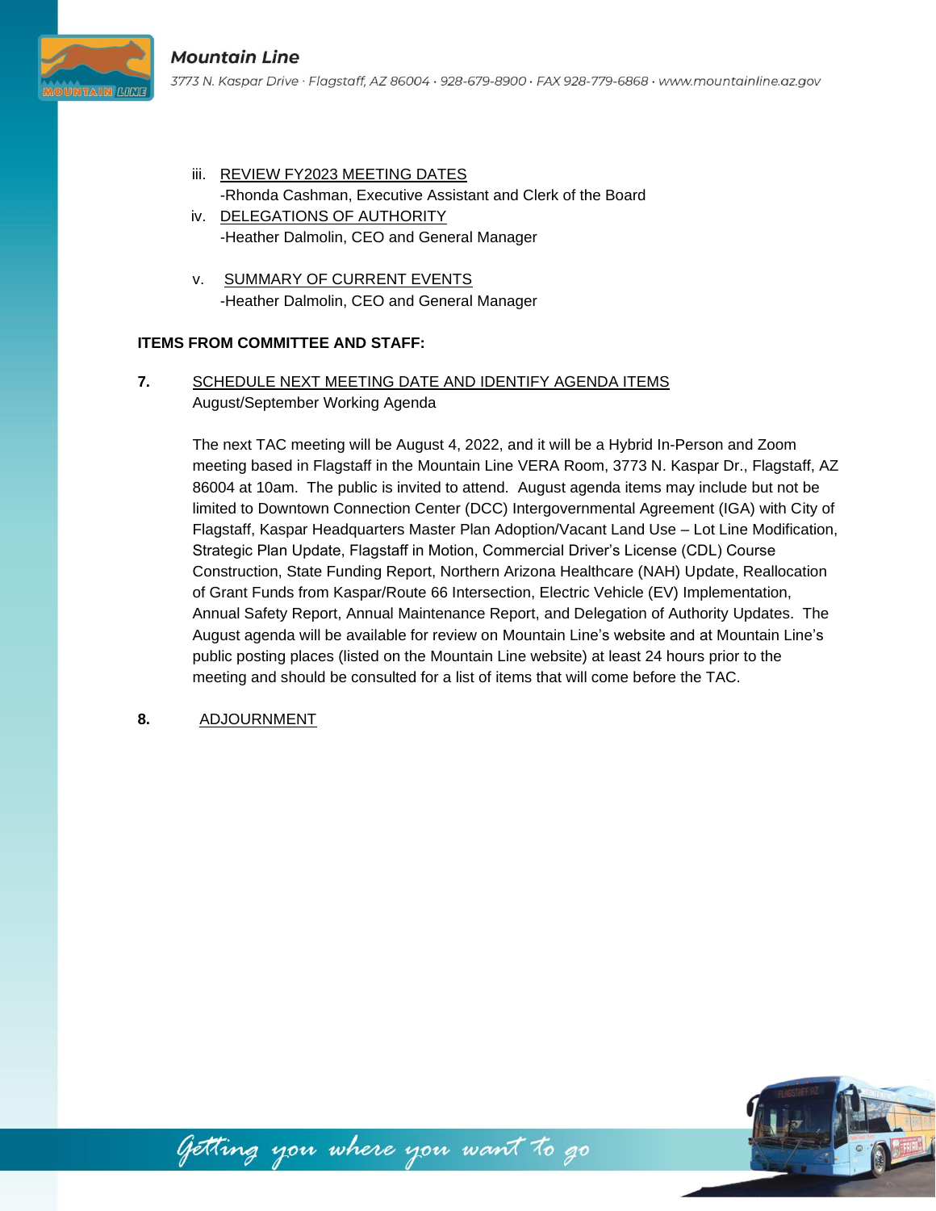iii. REVIEW FY2023 MEETING DATES
-Rhonda Cashman, Executive Assistant and Clerk of the Board

iv. DELEGATIONS OF AUTHORITY
-Heather Dalmolin, CEO and General Manager

v. SUMMARY OF CURRENT EVENTS
-Heather Dalmolin, CEO and General Manager

**ITEMS FROM COMMITTEE AND STAFF:**

**7.** SCHEDULE NEXT MEETING DATE AND IDENTIFY AGENDA ITEMS
August/September Working Agenda

The next TAC meeting will be August 4, 2022, and it will be a Hybrid In-Person and Zoom meeting based in Flagstaff in the Mountain Line VERA Room, 3773 N. Kaspar Dr., Flagstaff, AZ 86004 at 10am. The public is invited to attend. August agenda items may include but not be limited to Downtown Connection Center (DCC) Intergovernmental Agreement (IGA) with City of Flagstaff, Kaspar Headquarters Master Plan Adoption/Vacant Land Use – Lot Line Modification, Strategic Plan Update, Flagstaff in Motion, Commercial Driver's License (CDL) Course Construction, State Funding Report, Northern Arizona Healthcare (NAH) Update, Reallocation of Grant Funds from Kaspar/Route 66 Intersection, Electric Vehicle (EV) Implementation, Annual Safety Report, Annual Maintenance Report, and Delegation of Authority Updates. The August agenda will be available for review on Mountain Line's website and at Mountain Line's public posting places (listed on the Mountain Line website) at least 24 hours prior to the meeting and should be consulted for a list of items that will come before the TAC.

**8.** ADJOURNMENT